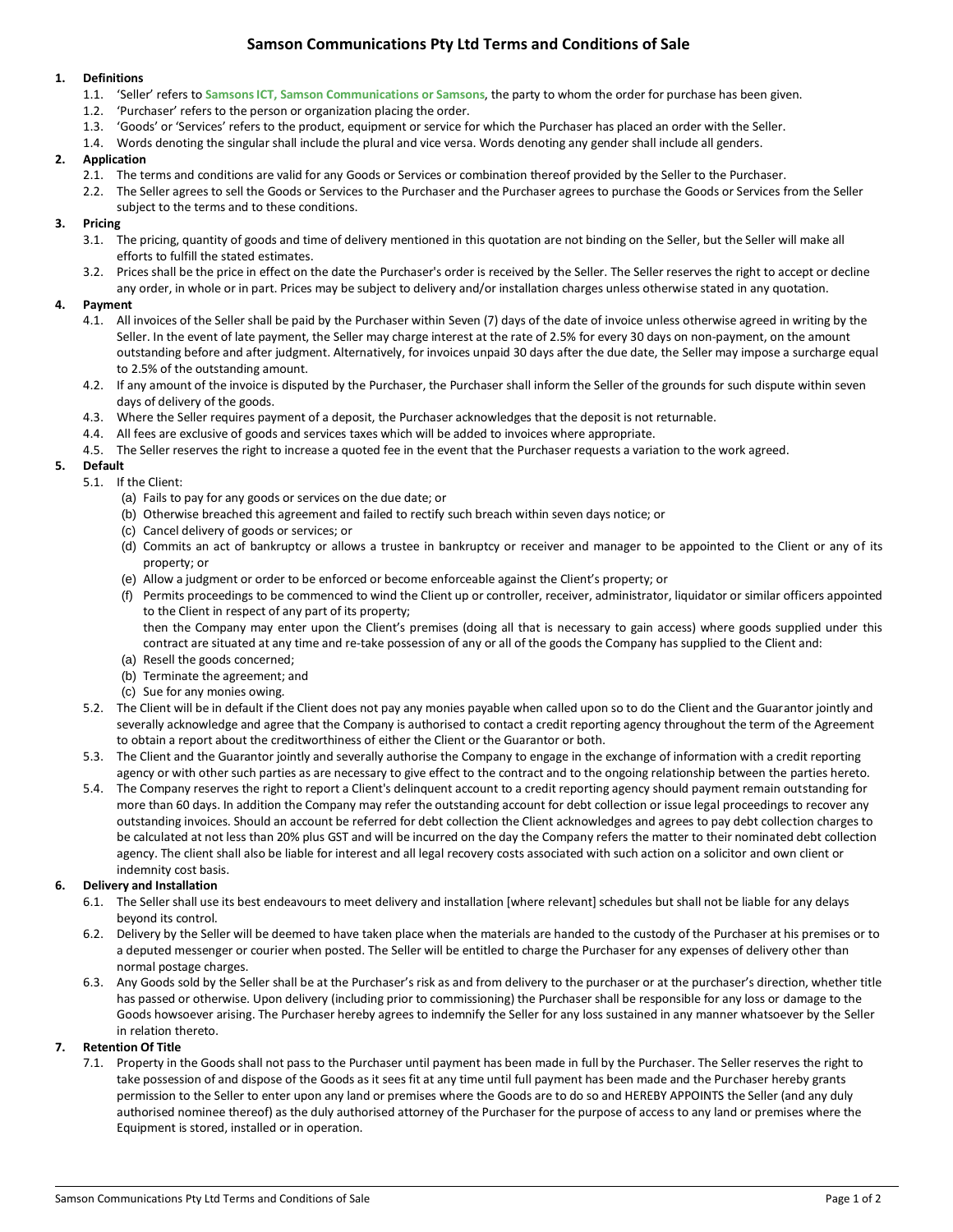# Samson Communications Pty Ltd Terms and Conditions of Sale

**1. Definitions**

1.1. 'Seller' refers to **Samsons ICT, Samson Communications or Samsons**, the party to whom the order for purchase has been given.

1.2. 'Purchaser' refers to the person or organization placing the order.

1.3. 'Goods' or 'Services' refers to the product, equipment or service for which the Purchaser has placed an order with the Seller.

1.4. Words denoting the singular shall include the plural and vice versa. Words denoting any gender shall include all genders.

**2. Application**

2.1. The terms and conditions are valid for any Goods or Services or combination thereof provided by the Seller to the Purchaser.

2.2. The Seller agrees to sell the Goods or Services to the Purchaser and the Purchaser agrees to purchase the Goods or Services from the Seller subject to the terms and to these conditions.

**3. Pricing**

3.1. The pricing, quantity of goods and time of delivery mentioned in this quotation are not binding on the Seller, but the Seller will make all efforts to fulfill the stated estimates.

3.2. Prices shall be the price in effect on the date the Purchaser's order is received by the Seller. The Seller reserves the right to accept or decline any order, in whole or in part. Prices may be subject to delivery and/or installation charges unless otherwise stated in any quotation.

**4. Payment**

4.1. All invoices of the Seller shall be paid by the Purchaser within Seven (7) days of the date of invoice unless otherwise agreed in writing by the Seller. In the event of late payment, the Seller may charge interest at the rate of 2.5% for every 30 days on non-payment, on the amount outstanding before and after judgment. Alternatively, for invoices unpaid 30 days after the due date, the Seller may impose a surcharge equal to 2.5% of the outstanding amount.

4.2. If any amount of the invoice is disputed by the Purchaser, the Purchaser shall inform the Seller of the grounds for such dispute within seven days of delivery of the goods.

4.3. Where the Seller requires payment of a deposit, the Purchaser acknowledges that the deposit is not returnable.

4.4. All fees are exclusive of goods and services taxes which will be added to invoices where appropriate.

4.5. The Seller reserves the right to increase a quoted fee in the event that the Purchaser requests a variation to the work agreed.

**5. Default**

5.1. If the Client:

(a) Fails to pay for any goods or services on the due date; or

(b) Otherwise breached this agreement and failed to rectify such breach within seven days notice; or

(c) Cancel delivery of goods or services; or

(d) Commits an act of bankruptcy or allows a trustee in bankruptcy or receiver and manager to be appointed to the Client or any of its property; or

(e) Allow a judgment or order to be enforced or become enforceable against the Client's property; or

(f) Permits proceedings to be commenced to wind the Client up or controller, receiver, administrator, liquidator or similar officers appointed to the Client in respect of any part of its property;

then the Company may enter upon the Client's premises (doing all that is necessary to gain access) where goods supplied under this contract are situated at any time and re-take possession of any or all of the goods the Company has supplied to the Client and:

(a) Resell the goods concerned;

(b) Terminate the agreement; and

(c) Sue for any monies owing.

5.2. The Client will be in default if the Client does not pay any monies payable when called upon so to do the Client and the Guarantor jointly and severally acknowledge and agree that the Company is authorised to contact a credit reporting agency throughout the term of the Agreement to obtain a report about the creditworthiness of either the Client or the Guarantor or both.

5.3. The Client and the Guarantor jointly and severally authorise the Company to engage in the exchange of information with a credit reporting agency or with other such parties as are necessary to give effect to the contract and to the ongoing relationship between the parties hereto.

5.4. The Company reserves the right to report a Client's delinquent account to a credit reporting agency should payment remain outstanding for more than 60 days. In addition the Company may refer the outstanding account for debt collection or issue legal proceedings to recover any outstanding invoices. Should an account be referred for debt collection the Client acknowledges and agrees to pay debt collection charges to be calculated at not less than 20% plus GST and will be incurred on the day the Company refers the matter to their nominated debt collection agency. The client shall also be liable for interest and all legal recovery costs associated with such action on a solicitor and own client or indemnity cost basis.

**6. Delivery and Installation**

6.1. The Seller shall use its best endeavours to meet delivery and installation [where relevant] schedules but shall not be liable for any delays beyond its control.

6.2. Delivery by the Seller will be deemed to have taken place when the materials are handed to the custody of the Purchaser at his premises or to a deputed messenger or courier when posted. The Seller will be entitled to charge the Purchaser for any expenses of delivery other than normal postage charges.

6.3. Any Goods sold by the Seller shall be at the Purchaser's risk as and from delivery to the purchaser or at the purchaser's direction, whether title has passed or otherwise. Upon delivery (including prior to commissioning) the Purchaser shall be responsible for any loss or damage to the Goods howsoever arising. The Purchaser hereby agrees to indemnify the Seller for any loss sustained in any manner whatsoever by the Seller in relation thereto.

**7. Retention Of Title**

7.1. Property in the Goods shall not pass to the Purchaser until payment has been made in full by the Purchaser. The Seller reserves the right to take possession of and dispose of the Goods as it sees fit at any time until full payment has been made and the Purchaser hereby grants permission to the Seller to enter upon any land or premises where the Goods are to do so and HEREBY APPOINTS the Seller (and any duly authorised nominee thereof) as the duly authorised attorney of the Purchaser for the purpose of access to any land or premises where the Equipment is stored, installed or in operation.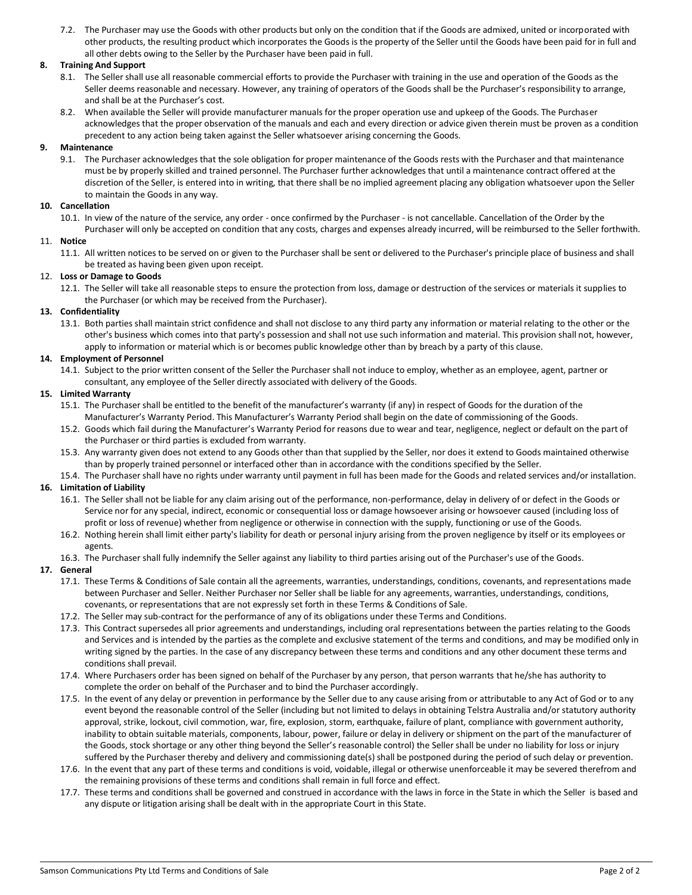7.2. The Purchaser may use the Goods with other products but only on the condition that if the Goods are admixed, united or incorporated with other products, the resulting product which incorporates the Goods is the property of the Seller until the Goods have been paid for in full and all other debts owing to the Seller by the Purchaser have been paid in full.

**8. Training And Support**

8.1. The Seller shall use all reasonable commercial efforts to provide the Purchaser with training in the use and operation of the Goods as the Seller deems reasonable and necessary. However, any training of operators of the Goods shall be the Purchaser's responsibility to arrange, and shall be at the Purchaser's cost.

8.2. When available the Seller will provide manufacturer manuals for the proper operation use and upkeep of the Goods. The Purchaser acknowledges that the proper observation of the manuals and each and every direction or advice given therein must be proven as a condition precedent to any action being taken against the Seller whatsoever arising concerning the Goods.

**9. Maintenance**

9.1. The Purchaser acknowledges that the sole obligation for proper maintenance of the Goods rests with the Purchaser and that maintenance must be by properly skilled and trained personnel. The Purchaser further acknowledges that until a maintenance contract offered at the discretion of the Seller, is entered into in writing, that there shall be no implied agreement placing any obligation whatsoever upon the Seller to maintain the Goods in any way.

**10. Cancellation**

10.1. In view of the nature of the service, any order - once confirmed by the Purchaser - is not cancellable. Cancellation of the Order by the Purchaser will only be accepted on condition that any costs, charges and expenses already incurred, will be reimbursed to the Seller forthwith.

11. **Notice**

11.1. All written notices to be served on or given to the Purchaser shall be sent or delivered to the Purchaser's principle place of business and shall be treated as having been given upon receipt.

12. **Loss or Damage to Goods**

12.1. The Seller will take all reasonable steps to ensure the protection from loss, damage or destruction of the services or materials it supplies to the Purchaser (or which may be received from the Purchaser).

**13. Confidentiality**

13.1. Both parties shall maintain strict confidence and shall not disclose to any third party any information or material relating to the other or the other's business which comes into that party's possession and shall not use such information and material. This provision shall not, however, apply to information or material which is or becomes public knowledge other than by breach by a party of this clause.

**14. Employment of Personnel**

14.1. Subject to the prior written consent of the Seller the Purchaser shall not induce to employ, whether as an employee, agent, partner or consultant, any employee of the Seller directly associated with delivery of the Goods.

**15. Limited Warranty**

15.1. The Purchaser shall be entitled to the benefit of the manufacturer's warranty (if any) in respect of Goods for the duration of the Manufacturer's Warranty Period. This Manufacturer's Warranty Period shall begin on the date of commissioning of the Goods.

15.2. Goods which fail during the Manufacturer's Warranty Period for reasons due to wear and tear, negligence, neglect or default on the part of the Purchaser or third parties is excluded from warranty.

15.3. Any warranty given does not extend to any Goods other than that supplied by the Seller, nor does it extend to Goods maintained otherwise than by properly trained personnel or interfaced other than in accordance with the conditions specified by the Seller.

15.4. The Purchaser shall have no rights under warranty until payment in full has been made for the Goods and related services and/or installation.

**16. Limitation of Liability**

16.1. The Seller shall not be liable for any claim arising out of the performance, non-performance, delay in delivery of or defect in the Goods or Service nor for any special, indirect, economic or consequential loss or damage howsoever arising or howsoever caused (including loss of profit or loss of revenue) whether from negligence or otherwise in connection with the supply, functioning or use of the Goods.

16.2. Nothing herein shall limit either party's liability for death or personal injury arising from the proven negligence by itself or its employees or agents.

16.3. The Purchaser shall fully indemnify the Seller against any liability to third parties arising out of the Purchaser's use of the Goods.

**17. General**

17.1. These Terms & Conditions of Sale contain all the agreements, warranties, understandings, conditions, covenants, and representations made between Purchaser and Seller. Neither Purchaser nor Seller shall be liable for any agreements, warranties, understandings, conditions, covenants, or representations that are not expressly set forth in these Terms & Conditions of Sale.

17.2. The Seller may sub-contract for the performance of any of its obligations under these Terms and Conditions.

17.3. This Contract supersedes all prior agreements and understandings, including oral representations between the parties relating to the Goods and Services and is intended by the parties as the complete and exclusive statement of the terms and conditions, and may be modified only in writing signed by the parties. In the case of any discrepancy between these terms and conditions and any other document these terms and conditions shall prevail.

17.4. Where Purchasers order has been signed on behalf of the Purchaser by any person, that person warrants that he/she has authority to complete the order on behalf of the Purchaser and to bind the Purchaser accordingly.

17.5. In the event of any delay or prevention in performance by the Seller due to any cause arising from or attributable to any Act of God or to any event beyond the reasonable control of the Seller (including but not limited to delays in obtaining Telstra Australia and/or statutory authority approval, strike, lockout, civil commotion, war, fire, explosion, storm, earthquake, failure of plant, compliance with government authority, inability to obtain suitable materials, components, labour, power, failure or delay in delivery or shipment on the part of the manufacturer of the Goods, stock shortage or any other thing beyond the Seller's reasonable control) the Seller shall be under no liability for loss or injury suffered by the Purchaser thereby and delivery and commissioning date(s) shall be postponed during the period of such delay or prevention.

17.6. In the event that any part of these terms and conditions is void, voidable, illegal or otherwise unenforceable it may be severed therefrom and the remaining provisions of these terms and conditions shall remain in full force and effect.

17.7. These terms and conditions shall be governed and construed in accordance with the laws in force in the State in which the Seller is based and any dispute or litigation arising shall be dealt with in the appropriate Court in this State.